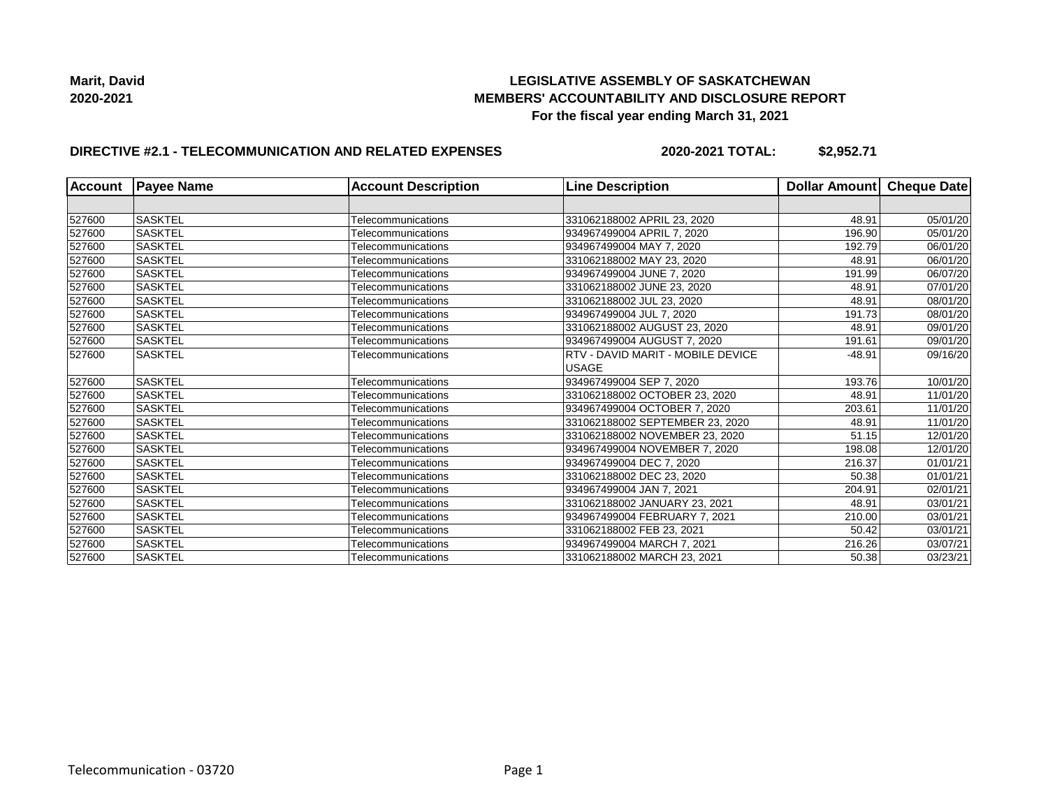**Marit, David**
**2020-2021**

# LEGISLATIVE ASSEMBLY OF SASKATCHEWAN
## MEMBERS' ACCOUNTABILITY AND DISCLOSURE REPORT
### For the fiscal year ending March 31, 2021

**DIRECTIVE #2.1 - TELECOMMUNICATION AND RELATED EXPENSES** **2020-2021 TOTAL: $2,952.71**

| Account | Payee Name | Account Description | Line Description | Dollar Amount | Cheque Date |
|---|---|---|---|---|---|
| | | | | | |
| 527600 | SASKTEL | Telecommunications | 331062188002 APRIL 23, 2020 | 48.91 | 05/01/20 |
| 527600 | SASKTEL | Telecommunications | 934967499004 APRIL 7, 2020 | 196.90 | 05/01/20 |
| 527600 | SASKTEL | Telecommunications | 934967499004 MAY 7, 2020 | 192.79 | 06/01/20 |
| 527600 | SASKTEL | Telecommunications | 331062188002 MAY 23, 2020 | 48.91 | 06/01/20 |
| 527600 | SASKTEL | Telecommunications | 934967499004 JUNE 7, 2020 | 191.99 | 06/07/20 |
| 527600 | SASKTEL | Telecommunications | 331062188002 JUNE 23, 2020 | 48.91 | 07/01/20 |
| 527600 | SASKTEL | Telecommunications | 331062188002 JUL 23, 2020 | 48.91 | 08/01/20 |
| 527600 | SASKTEL | Telecommunications | 934967499004 JUL 7, 2020 | 191.73 | 08/01/20 |
| 527600 | SASKTEL | Telecommunications | 331062188002 AUGUST 23, 2020 | 48.91 | 09/01/20 |
| 527600 | SASKTEL | Telecommunications | 934967499004 AUGUST 7, 2020 | 191.61 | 09/01/20 |
| 527600 | SASKTEL | Telecommunications | RTV - DAVID MARIT - MOBILE DEVICE USAGE | -48.91 | 09/16/20 |
| 527600 | SASKTEL | Telecommunications | 934967499004 SEP 7, 2020 | 193.76 | 10/01/20 |
| 527600 | SASKTEL | Telecommunications | 331062188002 OCTOBER 23, 2020 | 48.91 | 11/01/20 |
| 527600 | SASKTEL | Telecommunications | 934967499004 OCTOBER 7, 2020 | 203.61 | 11/01/20 |
| 527600 | SASKTEL | Telecommunications | 331062188002 SEPTEMBER 23, 2020 | 48.91 | 11/01/20 |
| 527600 | SASKTEL | Telecommunications | 331062188002 NOVEMBER 23, 2020 | 51.15 | 12/01/20 |
| 527600 | SASKTEL | Telecommunications | 934967499004 NOVEMBER 7, 2020 | 198.08 | 12/01/20 |
| 527600 | SASKTEL | Telecommunications | 934967499004 DEC 7, 2020 | 216.37 | 01/01/21 |
| 527600 | SASKTEL | Telecommunications | 331062188002 DEC 23, 2020 | 50.38 | 01/01/21 |
| 527600 | SASKTEL | Telecommunications | 934967499004 JAN 7, 2021 | 204.91 | 02/01/21 |
| 527600 | SASKTEL | Telecommunications | 331062188002 JANUARY 23, 2021 | 48.91 | 03/01/21 |
| 527600 | SASKTEL | Telecommunications | 934967499004 FEBRUARY 7, 2021 | 210.00 | 03/01/21 |
| 527600 | SASKTEL | Telecommunications | 331062188002 FEB 23, 2021 | 50.42 | 03/01/21 |
| 527600 | SASKTEL | Telecommunications | 934967499004 MARCH 7, 2021 | 216.26 | 03/07/21 |
| 527600 | SASKTEL | Telecommunications | 331062188002 MARCH 23, 2021 | 50.38 | 03/23/21 |

Telecommunication - 03720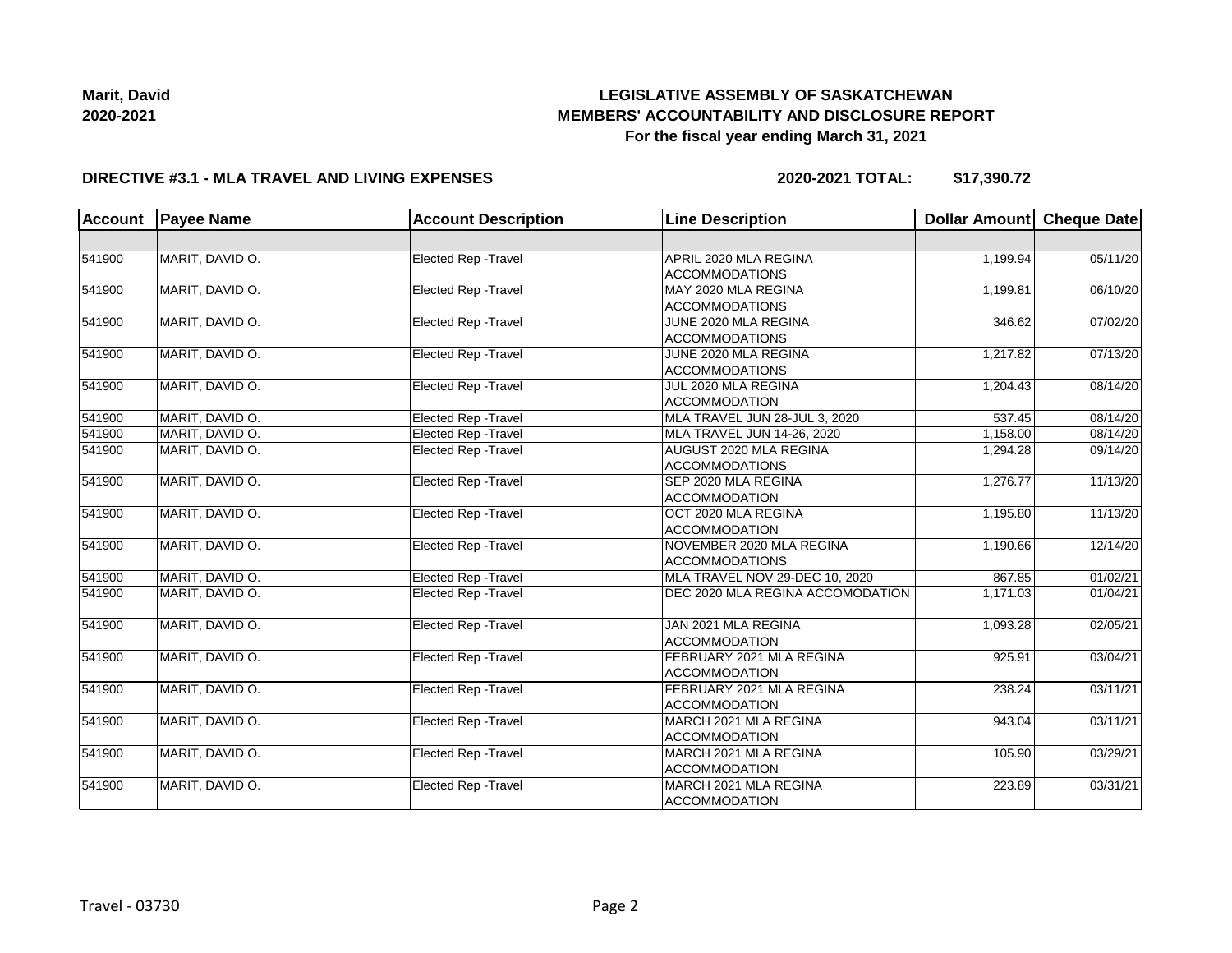Marit, David
2020-2021

# LEGISLATIVE ASSEMBLY OF SASKATCHEWAN
## MEMBERS' ACCOUNTABILITY AND DISCLOSURE REPORT
### For the fiscal year ending March 31, 2021

**DIRECTIVE #3.1 - MLA TRAVEL AND LIVING EXPENSES** **2020-2021 TOTAL: $17,390.72**

| Account | Payee Name | Account Description | Line Description | Dollar Amount | Cheque Date |
|---|---|---|---|---|---|
| | | | | | |
| 541900 | MARIT, DAVID O. | Elected Rep -Travel | APRIL 2020 MLA REGINA ACCOMMODATIONS | 1,199.94 | 05/11/20 |
| 541900 | MARIT, DAVID O. | Elected Rep -Travel | MAY 2020 MLA REGINA ACCOMMODATIONS | 1,199.81 | 06/10/20 |
| 541900 | MARIT, DAVID O. | Elected Rep -Travel | JUNE 2020 MLA REGINA ACCOMMODATIONS | 346.62 | 07/02/20 |
| 541900 | MARIT, DAVID O. | Elected Rep -Travel | JUNE 2020 MLA REGINA ACCOMMODATIONS | 1,217.82 | 07/13/20 |
| 541900 | MARIT, DAVID O. | Elected Rep -Travel | JUL 2020 MLA REGINA ACCOMMODATION | 1,204.43 | 08/14/20 |
| 541900 | MARIT, DAVID O. | Elected Rep -Travel | MLA TRAVEL JUN 28-JUL 3, 2020 | 537.45 | 08/14/20 |
| 541900 | MARIT, DAVID O. | Elected Rep -Travel | MLA TRAVEL JUN 14-26, 2020 | 1,158.00 | 08/14/20 |
| 541900 | MARIT, DAVID O. | Elected Rep -Travel | AUGUST 2020 MLA REGINA ACCOMMODATIONS | 1,294.28 | 09/14/20 |
| 541900 | MARIT, DAVID O. | Elected Rep -Travel | SEP 2020 MLA REGINA ACCOMMODATION | 1,276.77 | 11/13/20 |
| 541900 | MARIT, DAVID O. | Elected Rep -Travel | OCT 2020 MLA REGINA ACCOMMODATION | 1,195.80 | 11/13/20 |
| 541900 | MARIT, DAVID O. | Elected Rep -Travel | NOVEMBER 2020 MLA REGINA ACCOMMODATIONS | 1,190.66 | 12/14/20 |
| 541900 | MARIT, DAVID O. | Elected Rep -Travel | MLA TRAVEL NOV 29-DEC 10, 2020 | 867.85 | 01/02/21 |
| 541900 | MARIT, DAVID O. | Elected Rep -Travel | DEC 2020 MLA REGINA ACCOMODATION | 1,171.03 | 01/04/21 |
| 541900 | MARIT, DAVID O. | Elected Rep -Travel | JAN 2021 MLA REGINA ACCOMMODATION | 1,093.28 | 02/05/21 |
| 541900 | MARIT, DAVID O. | Elected Rep -Travel | FEBRUARY 2021 MLA REGINA ACCOMMODATION | 925.91 | 03/04/21 |
| 541900 | MARIT, DAVID O. | Elected Rep -Travel | FEBRUARY 2021 MLA REGINA ACCOMMODATION | 238.24 | 03/11/21 |
| 541900 | MARIT, DAVID O. | Elected Rep -Travel | MARCH 2021 MLA REGINA ACCOMMODATION | 943.04 | 03/11/21 |
| 541900 | MARIT, DAVID O. | Elected Rep -Travel | MARCH 2021 MLA REGINA ACCOMMODATION | 105.90 | 03/29/21 |
| 541900 | MARIT, DAVID O. | Elected Rep -Travel | MARCH 2021 MLA REGINA ACCOMMODATION | 223.89 | 03/31/21 |

Travel - 03730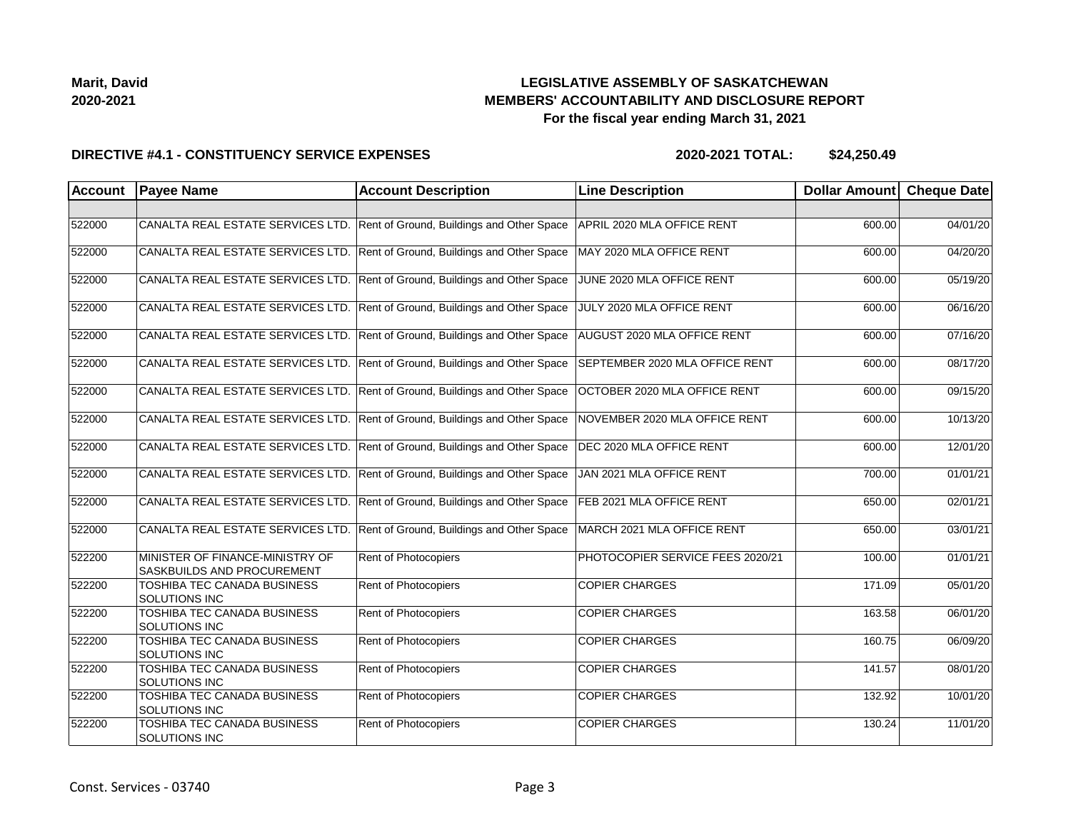**Marit, David**
**2020-2021**

## LEGISLATIVE ASSEMBLY OF SASKATCHEWAN
## MEMBERS' ACCOUNTABILITY AND DISCLOSURE REPORT
### For the fiscal year ending March 31, 2021

**DIRECTIVE #4.1 - CONSTITUENCY SERVICE EXPENSES** **2020-2021 TOTAL: $24,250.49**

| Account | Payee Name | Account Description | Line Description | Dollar Amount | Cheque Date |
|---|---|---|---|---|---|
| | | | | | |
| 522000 | CANALTA REAL ESTATE SERVICES LTD. | Rent of Ground, Buildings and Other Space | APRIL 2020 MLA OFFICE RENT | 600.00 | 04/01/20 |
| 522000 | CANALTA REAL ESTATE SERVICES LTD. | Rent of Ground, Buildings and Other Space | MAY 2020 MLA OFFICE RENT | 600.00 | 04/20/20 |
| 522000 | CANALTA REAL ESTATE SERVICES LTD. | Rent of Ground, Buildings and Other Space | JUNE 2020 MLA OFFICE RENT | 600.00 | 05/19/20 |
| 522000 | CANALTA REAL ESTATE SERVICES LTD. | Rent of Ground, Buildings and Other Space | JULY 2020 MLA OFFICE RENT | 600.00 | 06/16/20 |
| 522000 | CANALTA REAL ESTATE SERVICES LTD. | Rent of Ground, Buildings and Other Space | AUGUST 2020 MLA OFFICE RENT | 600.00 | 07/16/20 |
| 522000 | CANALTA REAL ESTATE SERVICES LTD. | Rent of Ground, Buildings and Other Space | SEPTEMBER 2020 MLA OFFICE RENT | 600.00 | 08/17/20 |
| 522000 | CANALTA REAL ESTATE SERVICES LTD. | Rent of Ground, Buildings and Other Space | OCTOBER 2020 MLA OFFICE RENT | 600.00 | 09/15/20 |
| 522000 | CANALTA REAL ESTATE SERVICES LTD. | Rent of Ground, Buildings and Other Space | NOVEMBER 2020 MLA OFFICE RENT | 600.00 | 10/13/20 |
| 522000 | CANALTA REAL ESTATE SERVICES LTD. | Rent of Ground, Buildings and Other Space | DEC 2020 MLA OFFICE RENT | 600.00 | 12/01/20 |
| 522000 | CANALTA REAL ESTATE SERVICES LTD. | Rent of Ground, Buildings and Other Space | JAN 2021 MLA OFFICE RENT | 700.00 | 01/01/21 |
| 522000 | CANALTA REAL ESTATE SERVICES LTD. | Rent of Ground, Buildings and Other Space | FEB 2021 MLA OFFICE RENT | 650.00 | 02/01/21 |
| 522000 | CANALTA REAL ESTATE SERVICES LTD. | Rent of Ground, Buildings and Other Space | MARCH 2021 MLA OFFICE RENT | 650.00 | 03/01/21 |
| 522200 | MINISTER OF FINANCE-MINISTRY OF SASKBUILDS AND PROCUREMENT | Rent of Photocopiers | PHOTOCOPIER SERVICE FEES 2020/21 | 100.00 | 01/01/21 |
| 522200 | TOSHIBA TEC CANADA BUSINESS SOLUTIONS INC | Rent of Photocopiers | COPIER CHARGES | 171.09 | 05/01/20 |
| 522200 | TOSHIBA TEC CANADA BUSINESS SOLUTIONS INC | Rent of Photocopiers | COPIER CHARGES | 163.58 | 06/01/20 |
| 522200 | TOSHIBA TEC CANADA BUSINESS SOLUTIONS INC | Rent of Photocopiers | COPIER CHARGES | 160.75 | 06/09/20 |
| 522200 | TOSHIBA TEC CANADA BUSINESS SOLUTIONS INC | Rent of Photocopiers | COPIER CHARGES | 141.57 | 08/01/20 |
| 522200 | TOSHIBA TEC CANADA BUSINESS SOLUTIONS INC | Rent of Photocopiers | COPIER CHARGES | 132.92 | 10/01/20 |
| 522200 | TOSHIBA TEC CANADA BUSINESS SOLUTIONS INC | Rent of Photocopiers | COPIER CHARGES | 130.24 | 11/01/20 |

Const. Services - 03740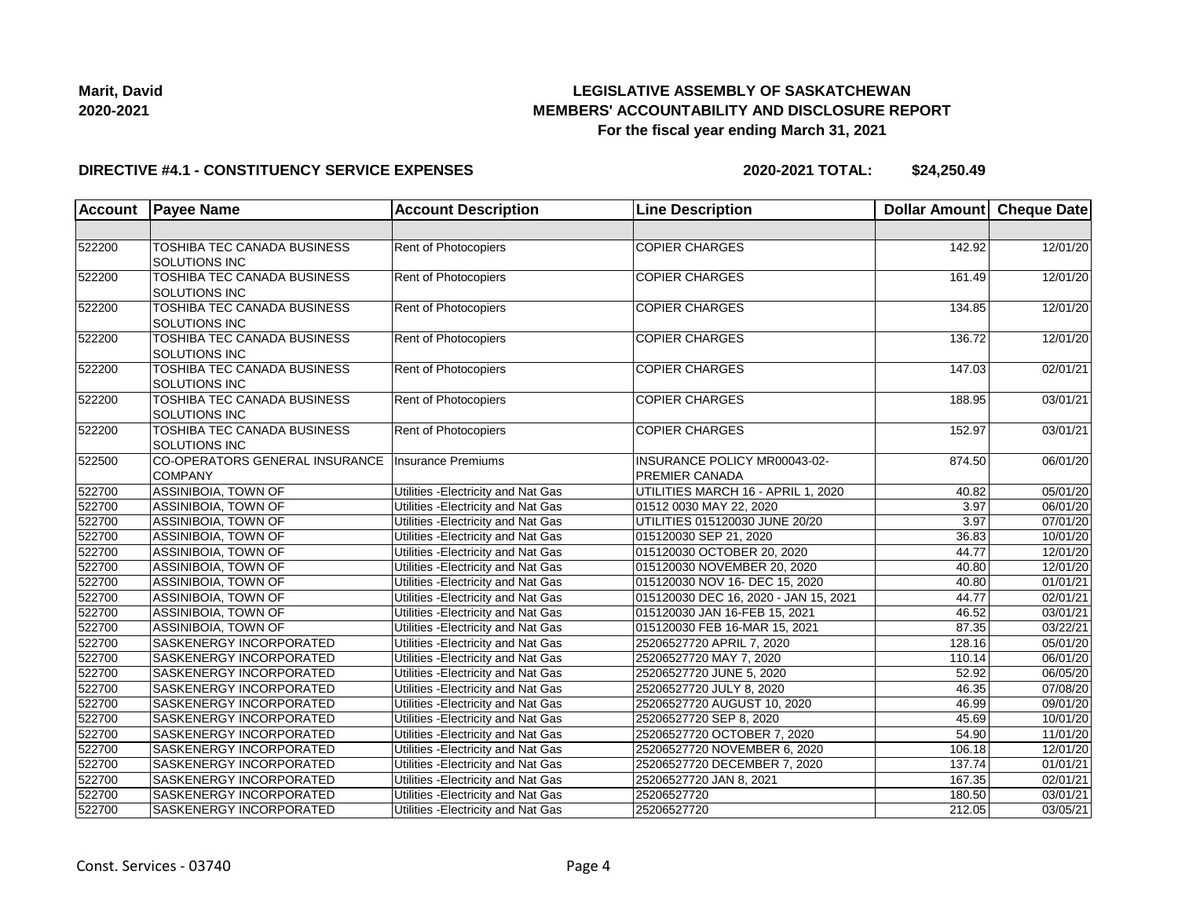**Marit, David**
**2020-2021**

## LEGISLATIVE ASSEMBLY OF SASKATCHEWAN
## MEMBERS' ACCOUNTABILITY AND DISCLOSURE REPORT
### For the fiscal year ending March 31, 2021

**DIRECTIVE #4.1 - CONSTITUENCY SERVICE EXPENSES** **2020-2021 TOTAL: $24,250.49**

| Account | Payee Name | Account Description | Line Description | Dollar Amount | Cheque Date |
|---|---|---|---|---|---|
| | | | | | |
| 522200 | TOSHIBA TEC CANADA BUSINESS SOLUTIONS INC | Rent of Photocopiers | COPIER CHARGES | 142.92 | 12/01/20 |
| 522200 | TOSHIBA TEC CANADA BUSINESS SOLUTIONS INC | Rent of Photocopiers | COPIER CHARGES | 161.49 | 12/01/20 |
| 522200 | TOSHIBA TEC CANADA BUSINESS SOLUTIONS INC | Rent of Photocopiers | COPIER CHARGES | 134.85 | 12/01/20 |
| 522200 | TOSHIBA TEC CANADA BUSINESS SOLUTIONS INC | Rent of Photocopiers | COPIER CHARGES | 136.72 | 12/01/20 |
| 522200 | TOSHIBA TEC CANADA BUSINESS SOLUTIONS INC | Rent of Photocopiers | COPIER CHARGES | 147.03 | 02/01/21 |
| 522200 | TOSHIBA TEC CANADA BUSINESS SOLUTIONS INC | Rent of Photocopiers | COPIER CHARGES | 188.95 | 03/01/21 |
| 522200 | TOSHIBA TEC CANADA BUSINESS SOLUTIONS INC | Rent of Photocopiers | COPIER CHARGES | 152.97 | 03/01/21 |
| 522500 | CO-OPERATORS GENERAL INSURANCE COMPANY | Insurance Premiums | INSURANCE POLICY MR00043-02-PREMIER CANADA | 874.50 | 06/01/20 |
| 522700 | ASSINIBOIA, TOWN OF | Utilities -Electricity and Nat Gas | UTILITIES MARCH 16 - APRIL 1, 2020 | 40.82 | 05/01/20 |
| 522700 | ASSINIBOIA, TOWN OF | Utilities -Electricity and Nat Gas | 01512 0030 MAY 22, 2020 | 3.97 | 06/01/20 |
| 522700 | ASSINIBOIA, TOWN OF | Utilities -Electricity and Nat Gas | UTILITIES 015120030 JUNE 20/20 | 3.97 | 07/01/20 |
| 522700 | ASSINIBOIA, TOWN OF | Utilities -Electricity and Nat Gas | 015120030 SEP 21, 2020 | 36.83 | 10/01/20 |
| 522700 | ASSINIBOIA, TOWN OF | Utilities -Electricity and Nat Gas | 015120030 OCTOBER 20, 2020 | 44.77 | 12/01/20 |
| 522700 | ASSINIBOIA, TOWN OF | Utilities -Electricity and Nat Gas | 015120030 NOVEMBER 20, 2020 | 40.80 | 12/01/20 |
| 522700 | ASSINIBOIA, TOWN OF | Utilities -Electricity and Nat Gas | 015120030 NOV 16- DEC 15, 2020 | 40.80 | 01/01/21 |
| 522700 | ASSINIBOIA, TOWN OF | Utilities -Electricity and Nat Gas | 015120030 DEC 16, 2020 - JAN 15, 2021 | 44.77 | 02/01/21 |
| 522700 | ASSINIBOIA, TOWN OF | Utilities -Electricity and Nat Gas | 015120030 JAN 16-FEB 15, 2021 | 46.52 | 03/01/21 |
| 522700 | ASSINIBOIA, TOWN OF | Utilities -Electricity and Nat Gas | 015120030 FEB 16-MAR 15, 2021 | 87.35 | 03/22/21 |
| 522700 | SASKENERGY INCORPORATED | Utilities -Electricity and Nat Gas | 25206527720 APRIL 7, 2020 | 128.16 | 05/01/20 |
| 522700 | SASKENERGY INCORPORATED | Utilities -Electricity and Nat Gas | 25206527720 MAY 7, 2020 | 110.14 | 06/01/20 |
| 522700 | SASKENERGY INCORPORATED | Utilities -Electricity and Nat Gas | 25206527720 JUNE 5, 2020 | 52.92 | 06/05/20 |
| 522700 | SASKENERGY INCORPORATED | Utilities -Electricity and Nat Gas | 25206527720 JULY 8, 2020 | 46.35 | 07/08/20 |
| 522700 | SASKENERGY INCORPORATED | Utilities -Electricity and Nat Gas | 25206527720 AUGUST 10, 2020 | 46.99 | 09/01/20 |
| 522700 | SASKENERGY INCORPORATED | Utilities -Electricity and Nat Gas | 25206527720 SEP 8, 2020 | 45.69 | 10/01/20 |
| 522700 | SASKENERGY INCORPORATED | Utilities -Electricity and Nat Gas | 25206527720 OCTOBER 7, 2020 | 54.90 | 11/01/20 |
| 522700 | SASKENERGY INCORPORATED | Utilities -Electricity and Nat Gas | 25206527720 NOVEMBER 6, 2020 | 106.18 | 12/01/20 |
| 522700 | SASKENERGY INCORPORATED | Utilities -Electricity and Nat Gas | 25206527720 DECEMBER 7, 2020 | 137.74 | 01/01/21 |
| 522700 | SASKENERGY INCORPORATED | Utilities -Electricity and Nat Gas | 25206527720 JAN 8, 2021 | 167.35 | 02/01/21 |
| 522700 | SASKENERGY INCORPORATED | Utilities -Electricity and Nat Gas | 25206527720 | 180.50 | 03/01/21 |
| 522700 | SASKENERGY INCORPORATED | Utilities -Electricity and Nat Gas | 25206527720 | 212.05 | 03/05/21 |

Const. Services - 03740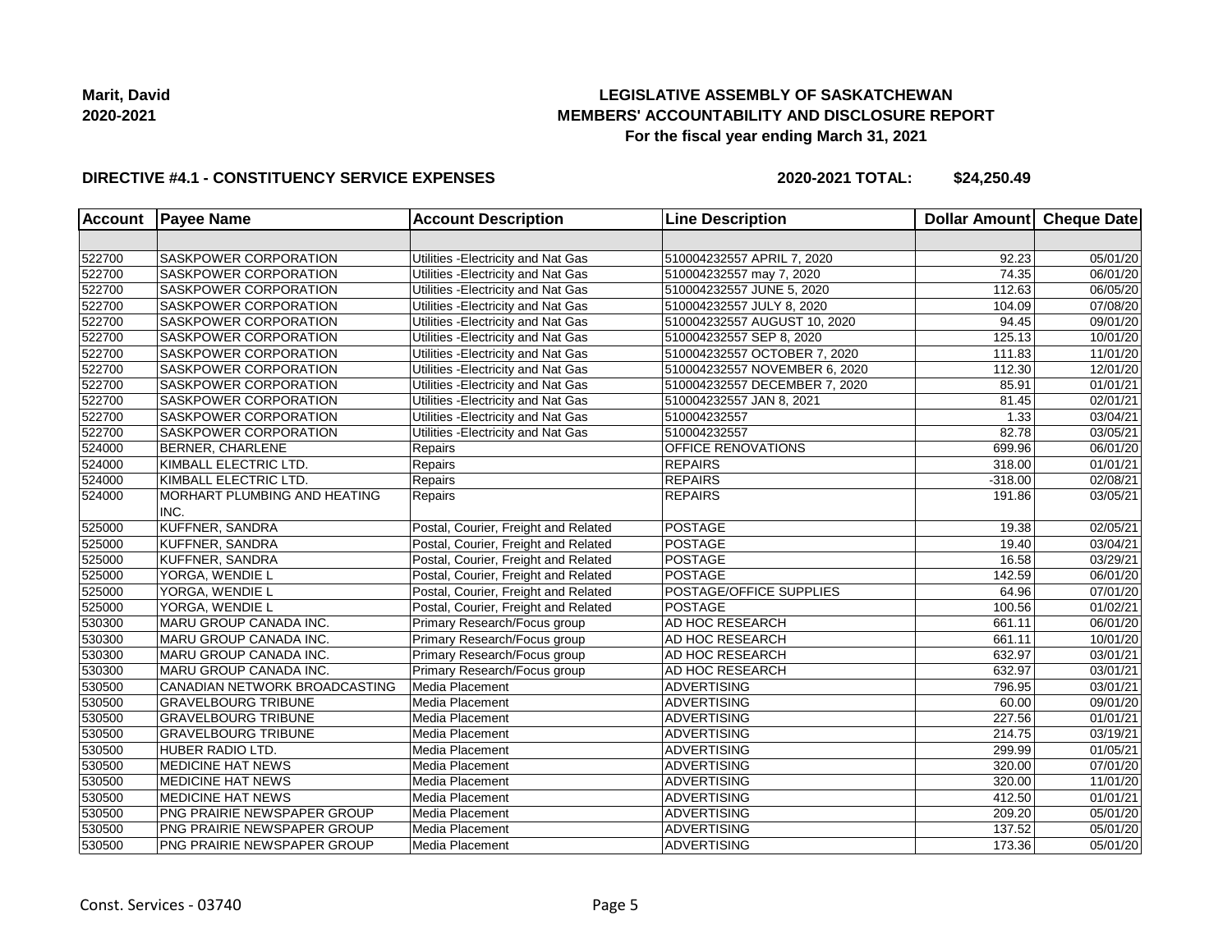**Marit, David**
**2020-2021**

# LEGISLATIVE ASSEMBLY OF SASKATCHEWAN
## MEMBERS' ACCOUNTABILITY AND DISCLOSURE REPORT
### For the fiscal year ending March 31, 2021

**DIRECTIVE #4.1 - CONSTITUENCY SERVICE EXPENSES** **2020-2021 TOTAL: $24,250.49**

| Account | Payee Name | Account Description | Line Description | Dollar Amount | Cheque Date |
|---|---|---|---|---|---|
| | | | | | |
| 522700 | SASKPOWER CORPORATION | Utilities -Electricity and Nat Gas | 510004232557 APRIL 7, 2020 | 92.23 | 05/01/20 |
| 522700 | SASKPOWER CORPORATION | Utilities -Electricity and Nat Gas | 510004232557 may 7, 2020 | 74.35 | 06/01/20 |
| 522700 | SASKPOWER CORPORATION | Utilities -Electricity and Nat Gas | 510004232557 JUNE 5, 2020 | 112.63 | 06/05/20 |
| 522700 | SASKPOWER CORPORATION | Utilities -Electricity and Nat Gas | 510004232557 JULY 8, 2020 | 104.09 | 07/08/20 |
| 522700 | SASKPOWER CORPORATION | Utilities -Electricity and Nat Gas | 510004232557 AUGUST 10, 2020 | 94.45 | 09/01/20 |
| 522700 | SASKPOWER CORPORATION | Utilities -Electricity and Nat Gas | 510004232557 SEP 8, 2020 | 125.13 | 10/01/20 |
| 522700 | SASKPOWER CORPORATION | Utilities -Electricity and Nat Gas | 510004232557 OCTOBER 7, 2020 | 111.83 | 11/01/20 |
| 522700 | SASKPOWER CORPORATION | Utilities -Electricity and Nat Gas | 510004232557 NOVEMBER 6, 2020 | 112.30 | 12/01/20 |
| 522700 | SASKPOWER CORPORATION | Utilities -Electricity and Nat Gas | 510004232557 DECEMBER 7, 2020 | 85.91 | 01/01/21 |
| 522700 | SASKPOWER CORPORATION | Utilities -Electricity and Nat Gas | 510004232557 JAN 8, 2021 | 81.45 | 02/01/21 |
| 522700 | SASKPOWER CORPORATION | Utilities -Electricity and Nat Gas | 510004232557 | 1.33 | 03/04/21 |
| 522700 | SASKPOWER CORPORATION | Utilities -Electricity and Nat Gas | 510004232557 | 82.78 | 03/05/21 |
| 524000 | BERNER, CHARLENE | Repairs | OFFICE RENOVATIONS | 699.96 | 06/01/20 |
| 524000 | KIMBALL ELECTRIC LTD. | Repairs | REPAIRS | 318.00 | 01/01/21 |
| 524000 | KIMBALL ELECTRIC LTD. | Repairs | REPAIRS | -318.00 | 02/08/21 |
| 524000 | MORHART PLUMBING AND HEATING INC. | Repairs | REPAIRS | 191.86 | 03/05/21 |
| 525000 | KUFFNER, SANDRA | Postal, Courier, Freight and Related | POSTAGE | 19.38 | 02/05/21 |
| 525000 | KUFFNER, SANDRA | Postal, Courier, Freight and Related | POSTAGE | 19.40 | 03/04/21 |
| 525000 | KUFFNER, SANDRA | Postal, Courier, Freight and Related | POSTAGE | 16.58 | 03/29/21 |
| 525000 | YORGA, WENDIE L | Postal, Courier, Freight and Related | POSTAGE | 142.59 | 06/01/20 |
| 525000 | YORGA, WENDIE L | Postal, Courier, Freight and Related | POSTAGE/OFFICE SUPPLIES | 64.96 | 07/01/20 |
| 525000 | YORGA, WENDIE L | Postal, Courier, Freight and Related | POSTAGE | 100.56 | 01/02/21 |
| 530300 | MARU GROUP CANADA INC. | Primary Research/Focus group | AD HOC RESEARCH | 661.11 | 06/01/20 |
| 530300 | MARU GROUP CANADA INC. | Primary Research/Focus group | AD HOC RESEARCH | 661.11 | 10/01/20 |
| 530300 | MARU GROUP CANADA INC. | Primary Research/Focus group | AD HOC RESEARCH | 632.97 | 03/01/21 |
| 530300 | MARU GROUP CANADA INC. | Primary Research/Focus group | AD HOC RESEARCH | 632.97 | 03/01/21 |
| 530500 | CANADIAN NETWORK BROADCASTING | Media Placement | ADVERTISING | 796.95 | 03/01/21 |
| 530500 | GRAVELBOURG TRIBUNE | Media Placement | ADVERTISING | 60.00 | 09/01/20 |
| 530500 | GRAVELBOURG TRIBUNE | Media Placement | ADVERTISING | 227.56 | 01/01/21 |
| 530500 | GRAVELBOURG TRIBUNE | Media Placement | ADVERTISING | 214.75 | 03/19/21 |
| 530500 | HUBER RADIO LTD. | Media Placement | ADVERTISING | 299.99 | 01/05/21 |
| 530500 | MEDICINE HAT NEWS | Media Placement | ADVERTISING | 320.00 | 07/01/20 |
| 530500 | MEDICINE HAT NEWS | Media Placement | ADVERTISING | 320.00 | 11/01/20 |
| 530500 | MEDICINE HAT NEWS | Media Placement | ADVERTISING | 412.50 | 01/01/21 |
| 530500 | PNG PRAIRIE NEWSPAPER GROUP | Media Placement | ADVERTISING | 209.20 | 05/01/20 |
| 530500 | PNG PRAIRIE NEWSPAPER GROUP | Media Placement | ADVERTISING | 137.52 | 05/01/20 |
| 530500 | PNG PRAIRIE NEWSPAPER GROUP | Media Placement | ADVERTISING | 173.36 | 05/01/20 |

Const. Services - 03740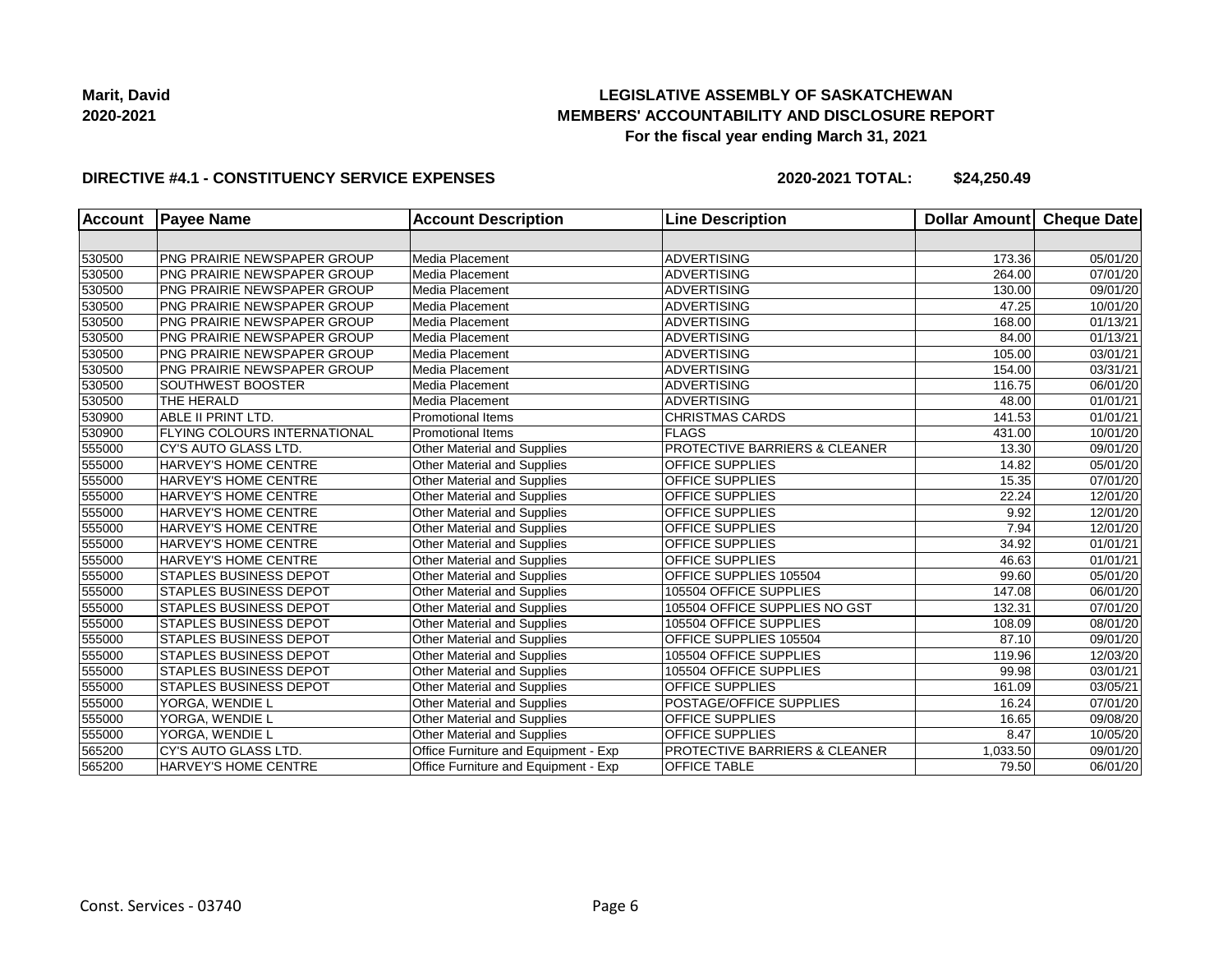**Marit, David**
**2020-2021**

# LEGISLATIVE ASSEMBLY OF SASKATCHEWAN
## MEMBERS' ACCOUNTABILITY AND DISCLOSURE REPORT
### For the fiscal year ending March 31, 2021

**DIRECTIVE #4.1 - CONSTITUENCY SERVICE EXPENSES** **2020-2021 TOTAL: $24,250.49**

| Account | Payee Name | Account Description | Line Description | Dollar Amount | Cheque Date |
|---|---|---|---|---|---|
| | | | | | |
| 530500 | PNG PRAIRIE NEWSPAPER GROUP | Media Placement | ADVERTISING | 173.36 | 05/01/20 |
| 530500 | PNG PRAIRIE NEWSPAPER GROUP | Media Placement | ADVERTISING | 264.00 | 07/01/20 |
| 530500 | PNG PRAIRIE NEWSPAPER GROUP | Media Placement | ADVERTISING | 130.00 | 09/01/20 |
| 530500 | PNG PRAIRIE NEWSPAPER GROUP | Media Placement | ADVERTISING | 47.25 | 10/01/20 |
| 530500 | PNG PRAIRIE NEWSPAPER GROUP | Media Placement | ADVERTISING | 168.00 | 01/13/21 |
| 530500 | PNG PRAIRIE NEWSPAPER GROUP | Media Placement | ADVERTISING | 84.00 | 01/13/21 |
| 530500 | PNG PRAIRIE NEWSPAPER GROUP | Media Placement | ADVERTISING | 105.00 | 03/01/21 |
| 530500 | PNG PRAIRIE NEWSPAPER GROUP | Media Placement | ADVERTISING | 154.00 | 03/31/21 |
| 530500 | SOUTHWEST BOOSTER | Media Placement | ADVERTISING | 116.75 | 06/01/20 |
| 530500 | THE HERALD | Media Placement | ADVERTISING | 48.00 | 01/01/21 |
| 530900 | ABLE II PRINT LTD. | Promotional Items | CHRISTMAS CARDS | 141.53 | 01/01/21 |
| 530900 | FLYING COLOURS INTERNATIONAL | Promotional Items | FLAGS | 431.00 | 10/01/20 |
| 555000 | CY'S AUTO GLASS LTD. | Other Material and Supplies | PROTECTIVE BARRIERS & CLEANER | 13.30 | 09/01/20 |
| 555000 | HARVEY'S HOME CENTRE | Other Material and Supplies | OFFICE SUPPLIES | 14.82 | 05/01/20 |
| 555000 | HARVEY'S HOME CENTRE | Other Material and Supplies | OFFICE SUPPLIES | 15.35 | 07/01/20 |
| 555000 | HARVEY'S HOME CENTRE | Other Material and Supplies | OFFICE SUPPLIES | 22.24 | 12/01/20 |
| 555000 | HARVEY'S HOME CENTRE | Other Material and Supplies | OFFICE SUPPLIES | 9.92 | 12/01/20 |
| 555000 | HARVEY'S HOME CENTRE | Other Material and Supplies | OFFICE SUPPLIES | 7.94 | 12/01/20 |
| 555000 | HARVEY'S HOME CENTRE | Other Material and Supplies | OFFICE SUPPLIES | 34.92 | 01/01/21 |
| 555000 | HARVEY'S HOME CENTRE | Other Material and Supplies | OFFICE SUPPLIES | 46.63 | 01/01/21 |
| 555000 | STAPLES BUSINESS DEPOT | Other Material and Supplies | OFFICE SUPPLIES 105504 | 99.60 | 05/01/20 |
| 555000 | STAPLES BUSINESS DEPOT | Other Material and Supplies | 105504 OFFICE SUPPLIES | 147.08 | 06/01/20 |
| 555000 | STAPLES BUSINESS DEPOT | Other Material and Supplies | 105504 OFFICE SUPPLIES NO GST | 132.31 | 07/01/20 |
| 555000 | STAPLES BUSINESS DEPOT | Other Material and Supplies | 105504 OFFICE SUPPLIES | 108.09 | 08/01/20 |
| 555000 | STAPLES BUSINESS DEPOT | Other Material and Supplies | OFFICE SUPPLIES 105504 | 87.10 | 09/01/20 |
| 555000 | STAPLES BUSINESS DEPOT | Other Material and Supplies | 105504 OFFICE SUPPLIES | 119.96 | 12/03/20 |
| 555000 | STAPLES BUSINESS DEPOT | Other Material and Supplies | 105504 OFFICE SUPPLIES | 99.98 | 03/01/21 |
| 555000 | STAPLES BUSINESS DEPOT | Other Material and Supplies | OFFICE SUPPLIES | 161.09 | 03/05/21 |
| 555000 | YORGA, WENDIE L | Other Material and Supplies | POSTAGE/OFFICE SUPPLIES | 16.24 | 07/01/20 |
| 555000 | YORGA, WENDIE L | Other Material and Supplies | OFFICE SUPPLIES | 16.65 | 09/08/20 |
| 555000 | YORGA, WENDIE L | Other Material and Supplies | OFFICE SUPPLIES | 8.47 | 10/05/20 |
| 565200 | CY'S AUTO GLASS LTD. | Office Furniture and Equipment - Exp | PROTECTIVE BARRIERS & CLEANER | 1,033.50 | 09/01/20 |
| 565200 | HARVEY'S HOME CENTRE | Office Furniture and Equipment - Exp | OFFICE TABLE | 79.50 | 06/01/20 |

Const. Services - 03740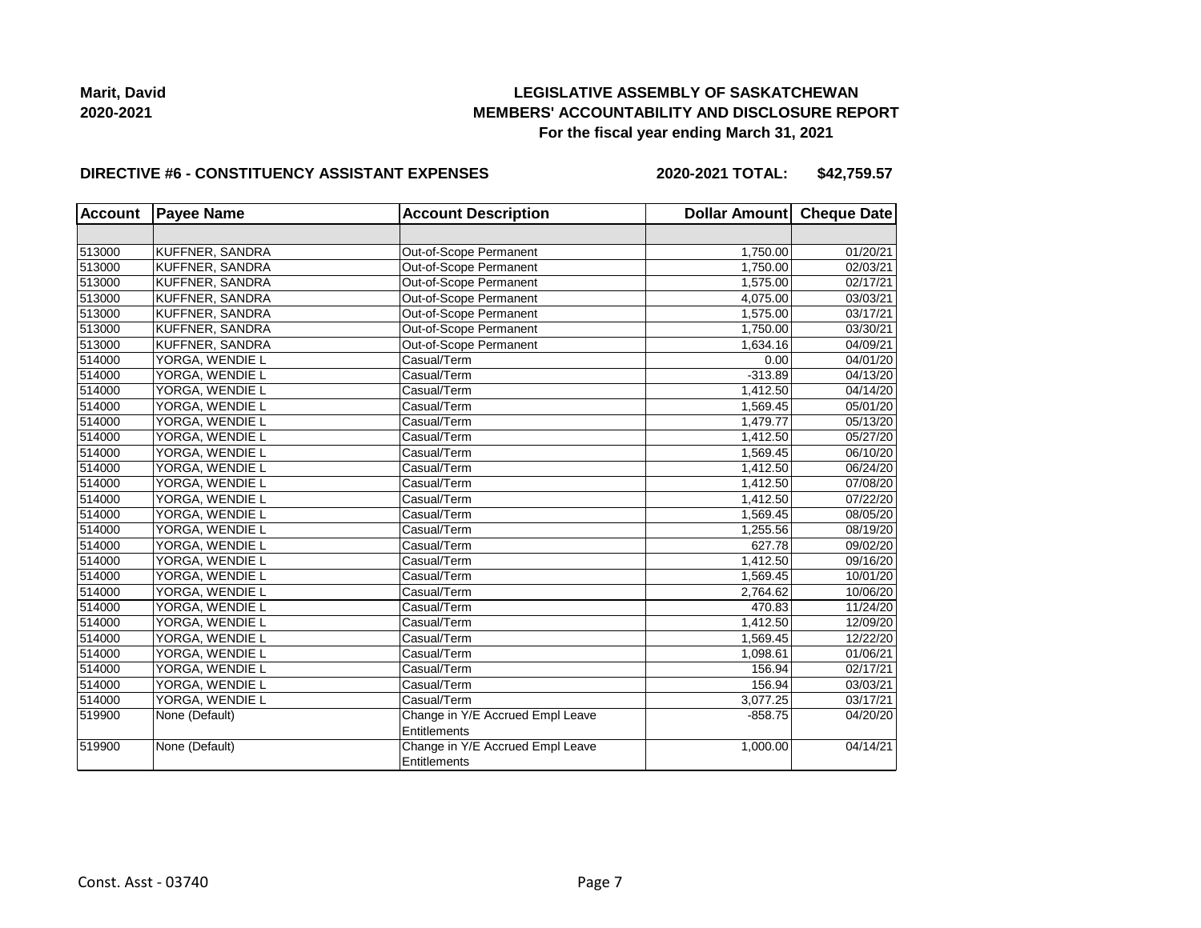**Marit, David**
**2020-2021**

## LEGISLATIVE ASSEMBLY OF SASKATCHEWAN
## MEMBERS' ACCOUNTABILITY AND DISCLOSURE REPORT
### For the fiscal year ending March 31, 2021

**DIRECTIVE #6 - CONSTITUENCY ASSISTANT EXPENSES** **2020-2021 TOTAL: $42,759.57**

| Account | Payee Name | Account Description | Dollar Amount | Cheque Date |
|---|---|---|---|---|
| | | | | |
| 513000 | KUFFNER, SANDRA | Out-of-Scope Permanent | 1,750.00 | 01/20/21 |
| 513000 | KUFFNER, SANDRA | Out-of-Scope Permanent | 1,750.00 | 02/03/21 |
| 513000 | KUFFNER, SANDRA | Out-of-Scope Permanent | 1,575.00 | 02/17/21 |
| 513000 | KUFFNER, SANDRA | Out-of-Scope Permanent | 4,075.00 | 03/03/21 |
| 513000 | KUFFNER, SANDRA | Out-of-Scope Permanent | 1,575.00 | 03/17/21 |
| 513000 | KUFFNER, SANDRA | Out-of-Scope Permanent | 1,750.00 | 03/30/21 |
| 513000 | KUFFNER, SANDRA | Out-of-Scope Permanent | 1,634.16 | 04/09/21 |
| 514000 | YORGA, WENDIE L | Casual/Term | 0.00 | 04/01/20 |
| 514000 | YORGA, WENDIE L | Casual/Term | -313.89 | 04/13/20 |
| 514000 | YORGA, WENDIE L | Casual/Term | 1,412.50 | 04/14/20 |
| 514000 | YORGA, WENDIE L | Casual/Term | 1,569.45 | 05/01/20 |
| 514000 | YORGA, WENDIE L | Casual/Term | 1,479.77 | 05/13/20 |
| 514000 | YORGA, WENDIE L | Casual/Term | 1,412.50 | 05/27/20 |
| 514000 | YORGA, WENDIE L | Casual/Term | 1,569.45 | 06/10/20 |
| 514000 | YORGA, WENDIE L | Casual/Term | 1,412.50 | 06/24/20 |
| 514000 | YORGA, WENDIE L | Casual/Term | 1,412.50 | 07/08/20 |
| 514000 | YORGA, WENDIE L | Casual/Term | 1,412.50 | 07/22/20 |
| 514000 | YORGA, WENDIE L | Casual/Term | 1,569.45 | 08/05/20 |
| 514000 | YORGA, WENDIE L | Casual/Term | 1,255.56 | 08/19/20 |
| 514000 | YORGA, WENDIE L | Casual/Term | 627.78 | 09/02/20 |
| 514000 | YORGA, WENDIE L | Casual/Term | 1,412.50 | 09/16/20 |
| 514000 | YORGA, WENDIE L | Casual/Term | 1,569.45 | 10/01/20 |
| 514000 | YORGA, WENDIE L | Casual/Term | 2,764.62 | 10/06/20 |
| 514000 | YORGA, WENDIE L | Casual/Term | 470.83 | 11/24/20 |
| 514000 | YORGA, WENDIE L | Casual/Term | 1,412.50 | 12/09/20 |
| 514000 | YORGA, WENDIE L | Casual/Term | 1,569.45 | 12/22/20 |
| 514000 | YORGA, WENDIE L | Casual/Term | 1,098.61 | 01/06/21 |
| 514000 | YORGA, WENDIE L | Casual/Term | 156.94 | 02/17/21 |
| 514000 | YORGA, WENDIE L | Casual/Term | 156.94 | 03/03/21 |
| 514000 | YORGA, WENDIE L | Casual/Term | 3,077.25 | 03/17/21 |
| 519900 | None (Default) | Change in Y/E Accrued Empl Leave Entitlements | -858.75 | 04/20/20 |
| 519900 | None (Default) | Change in Y/E Accrued Empl Leave Entitlements | 1,000.00 | 04/14/21 |

Const. Asst - 03740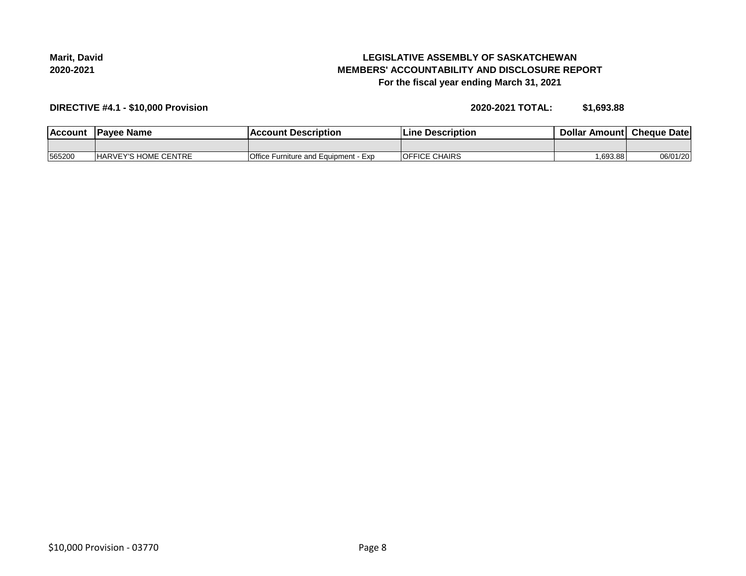**Marit, David**
**2020-2021**

**LEGISLATIVE ASSEMBLY OF SASKATCHEWAN**
**MEMBERS' ACCOUNTABILITY AND DISCLOSURE REPORT**
**For the fiscal year ending March 31, 2021**

**DIRECTIVE #4.1 - $10,000 Provision** **2020-2021 TOTAL: $1,693.88**

| Account | Payee Name | Account Description | Line Description | Dollar Amount | Cheque Date |
|---|---|---|---|---|---|
| | | | | | |
| 565200 | HARVEY'S HOME CENTRE | Office Furniture and Equipment - Exp | OFFICE CHAIRS | 1,693.88 | 06/01/20 |

$10,000 Provision - 03770